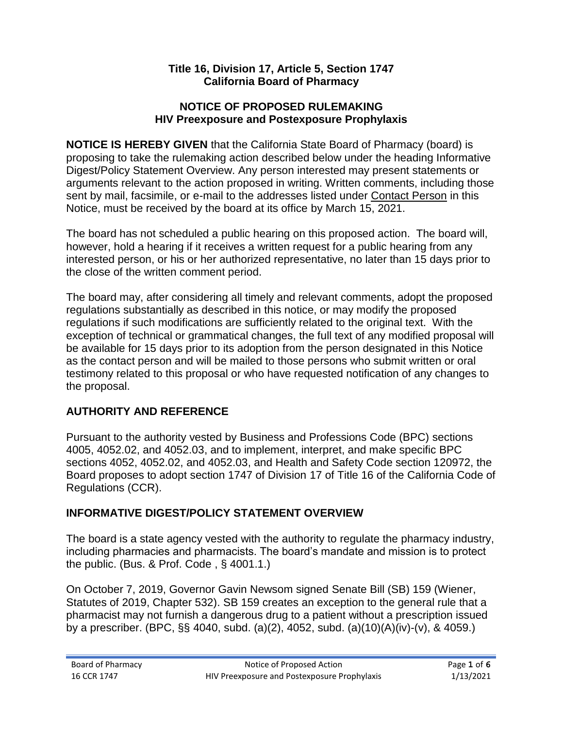**Title 16, Division 17, Article 5, Section 1747**
**California Board of Pharmacy**

**NOTICE OF PROPOSED RULEMAKING**
**HIV Preexposure and Postexposure Prophylaxis**

**NOTICE IS HEREBY GIVEN** that the California State Board of Pharmacy (board) is proposing to take the rulemaking action described below under the heading Informative Digest/Policy Statement Overview. Any person interested may present statements or arguments relevant to the action proposed in writing. Written comments, including those sent by mail, facsimile, or e-mail to the addresses listed under Contact Person in this Notice, must be received by the board at its office by March 15, 2021.

The board has not scheduled a public hearing on this proposed action. The board will, however, hold a hearing if it receives a written request for a public hearing from any interested person, or his or her authorized representative, no later than 15 days prior to the close of the written comment period.

The board may, after considering all timely and relevant comments, adopt the proposed regulations substantially as described in this notice, or may modify the proposed regulations if such modifications are sufficiently related to the original text. With the exception of technical or grammatical changes, the full text of any modified proposal will be available for 15 days prior to its adoption from the person designated in this Notice as the contact person and will be mailed to those persons who submit written or oral testimony related to this proposal or who have requested notification of any changes to the proposal.

## AUTHORITY AND REFERENCE

Pursuant to the authority vested by Business and Professions Code (BPC) sections 4005, 4052.02, and 4052.03, and to implement, interpret, and make specific BPC sections 4052, 4052.02, and 4052.03, and Health and Safety Code section 120972, the Board proposes to adopt section 1747 of Division 17 of Title 16 of the California Code of Regulations (CCR).

## INFORMATIVE DIGEST/POLICY STATEMENT OVERVIEW

The board is a state agency vested with the authority to regulate the pharmacy industry, including pharmacies and pharmacists. The board's mandate and mission is to protect the public. (Bus. & Prof. Code , § 4001.1.)

On October 7, 2019, Governor Gavin Newsom signed Senate Bill (SB) 159 (Wiener, Statutes of 2019, Chapter 532). SB 159 creates an exception to the general rule that a pharmacist may not furnish a dangerous drug to a patient without a prescription issued by a prescriber. (BPC, §§ 4040, subd. (a)(2), 4052, subd. (a)(10)(A)(iv)-(v), & 4059.)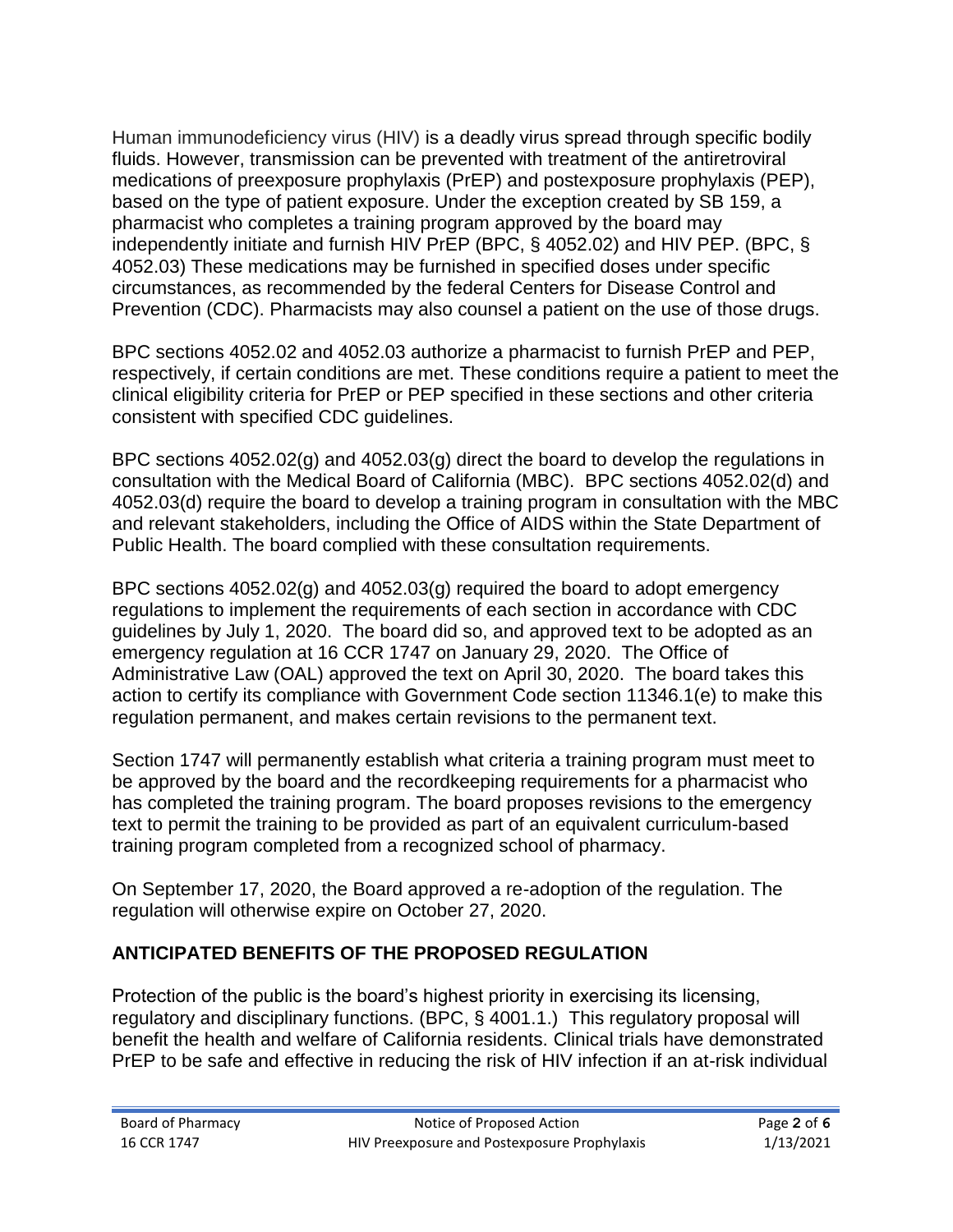Human immunodeficiency virus (HIV) is a deadly virus spread through specific bodily fluids. However, transmission can be prevented with treatment of the antiretroviral medications of preexposure prophylaxis (PrEP) and postexposure prophylaxis (PEP), based on the type of patient exposure. Under the exception created by SB 159, a pharmacist who completes a training program approved by the board may independently initiate and furnish HIV PrEP (BPC, § 4052.02) and HIV PEP. (BPC, § 4052.03) These medications may be furnished in specified doses under specific circumstances, as recommended by the federal Centers for Disease Control and Prevention (CDC). Pharmacists may also counsel a patient on the use of those drugs.

BPC sections 4052.02 and 4052.03 authorize a pharmacist to furnish PrEP and PEP, respectively, if certain conditions are met. These conditions require a patient to meet the clinical eligibility criteria for PrEP or PEP specified in these sections and other criteria consistent with specified CDC guidelines.

BPC sections 4052.02(g) and 4052.03(g) direct the board to develop the regulations in consultation with the Medical Board of California (MBC). BPC sections 4052.02(d) and 4052.03(d) require the board to develop a training program in consultation with the MBC and relevant stakeholders, including the Office of AIDS within the State Department of Public Health. The board complied with these consultation requirements.

BPC sections 4052.02(g) and 4052.03(g) required the board to adopt emergency regulations to implement the requirements of each section in accordance with CDC guidelines by July 1, 2020. The board did so, and approved text to be adopted as an emergency regulation at 16 CCR 1747 on January 29, 2020. The Office of Administrative Law (OAL) approved the text on April 30, 2020. The board takes this action to certify its compliance with Government Code section 11346.1(e) to make this regulation permanent, and makes certain revisions to the permanent text.

Section 1747 will permanently establish what criteria a training program must meet to be approved by the board and the recordkeeping requirements for a pharmacist who has completed the training program. The board proposes revisions to the emergency text to permit the training to be provided as part of an equivalent curriculum-based training program completed from a recognized school of pharmacy.

On September 17, 2020, the Board approved a re-adoption of the regulation. The regulation will otherwise expire on October 27, 2020.

## ANTICIPATED BENEFITS OF THE PROPOSED REGULATION

Protection of the public is the board's highest priority in exercising its licensing, regulatory and disciplinary functions. (BPC, § 4001.1.) This regulatory proposal will benefit the health and welfare of California residents. Clinical trials have demonstrated PrEP to be safe and effective in reducing the risk of HIV infection if an at-risk individual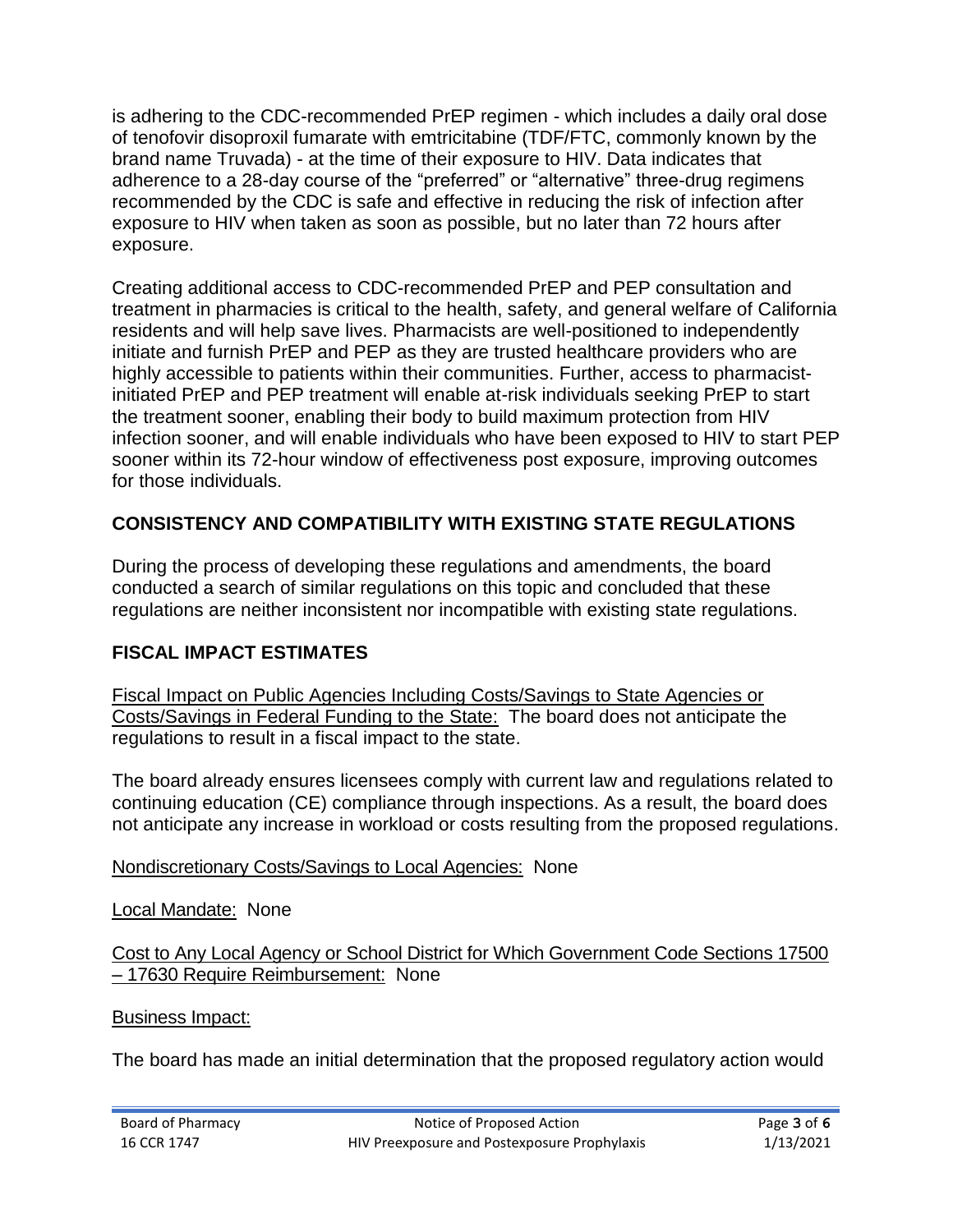is adhering to the CDC-recommended PrEP regimen - which includes a daily oral dose of tenofovir disoproxil fumarate with emtricitabine (TDF/FTC, commonly known by the brand name Truvada) - at the time of their exposure to HIV. Data indicates that adherence to a 28-day course of the "preferred" or "alternative" three-drug regimens recommended by the CDC is safe and effective in reducing the risk of infection after exposure to HIV when taken as soon as possible, but no later than 72 hours after exposure.

Creating additional access to CDC-recommended PrEP and PEP consultation and treatment in pharmacies is critical to the health, safety, and general welfare of California residents and will help save lives. Pharmacists are well-positioned to independently initiate and furnish PrEP and PEP as they are trusted healthcare providers who are highly accessible to patients within their communities. Further, access to pharmacist-initiated PrEP and PEP treatment will enable at-risk individuals seeking PrEP to start the treatment sooner, enabling their body to build maximum protection from HIV infection sooner, and will enable individuals who have been exposed to HIV to start PEP sooner within its 72-hour window of effectiveness post exposure, improving outcomes for those individuals.

## CONSISTENCY AND COMPATIBILITY WITH EXISTING STATE REGULATIONS

During the process of developing these regulations and amendments, the board conducted a search of similar regulations on this topic and concluded that these regulations are neither inconsistent nor incompatible with existing state regulations.

## FISCAL IMPACT ESTIMATES

Fiscal Impact on Public Agencies Including Costs/Savings to State Agencies or Costs/Savings in Federal Funding to the State: The board does not anticipate the regulations to result in a fiscal impact to the state.

The board already ensures licensees comply with current law and regulations related to continuing education (CE) compliance through inspections. As a result, the board does not anticipate any increase in workload or costs resulting from the proposed regulations.

Nondiscretionary Costs/Savings to Local Agencies: None

Local Mandate: None

Cost to Any Local Agency or School District for Which Government Code Sections 17500 – 17630 Require Reimbursement: None

Business Impact:

The board has made an initial determination that the proposed regulatory action would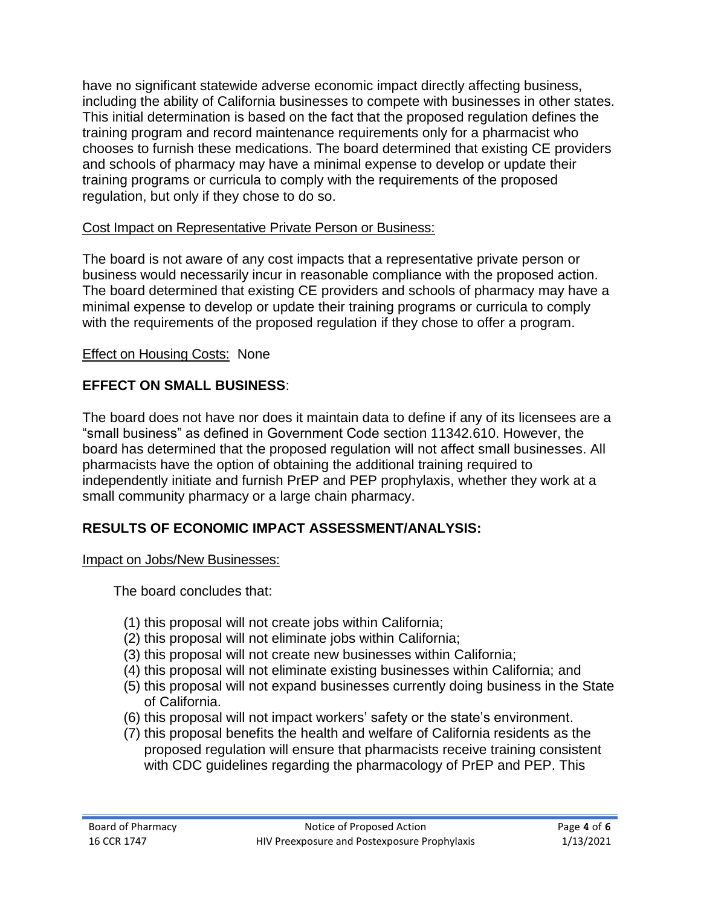have no significant statewide adverse economic impact directly affecting business, including the ability of California businesses to compete with businesses in other states. This initial determination is based on the fact that the proposed regulation defines the training program and record maintenance requirements only for a pharmacist who chooses to furnish these medications. The board determined that existing CE providers and schools of pharmacy may have a minimal expense to develop or update their training programs or curricula to comply with the requirements of the proposed regulation, but only if they chose to do so.

Cost Impact on Representative Private Person or Business:

The board is not aware of any cost impacts that a representative private person or business would necessarily incur in reasonable compliance with the proposed action. The board determined that existing CE providers and schools of pharmacy may have a minimal expense to develop or update their training programs or curricula to comply with the requirements of the proposed regulation if they chose to offer a program.

Effect on Housing Costs: None

## EFFECT ON SMALL BUSINESS:

The board does not have nor does it maintain data to define if any of its licensees are a "small business" as defined in Government Code section 11342.610. However, the board has determined that the proposed regulation will not affect small businesses. All pharmacists have the option of obtaining the additional training required to independently initiate and furnish PrEP and PEP prophylaxis, whether they work at a small community pharmacy or a large chain pharmacy.

## RESULTS OF ECONOMIC IMPACT ASSESSMENT/ANALYSIS:

Impact on Jobs/New Businesses:

The board concludes that:

(1) this proposal will not create jobs within California;
(2) this proposal will not eliminate jobs within California;
(3) this proposal will not create new businesses within California;
(4) this proposal will not eliminate existing businesses within California; and
(5) this proposal will not expand businesses currently doing business in the State of California.
(6) this proposal will not impact workers' safety or the state's environment.
(7) this proposal benefits the health and welfare of California residents as the proposed regulation will ensure that pharmacists receive training consistent with CDC guidelines regarding the pharmacology of PrEP and PEP. This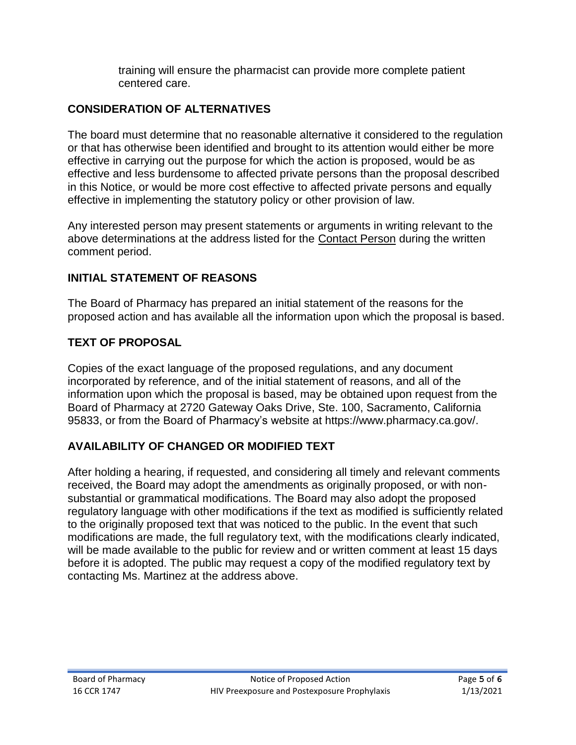training will ensure the pharmacist can provide more complete patient centered care.

## CONSIDERATION OF ALTERNATIVES

The board must determine that no reasonable alternative it considered to the regulation or that has otherwise been identified and brought to its attention would either be more effective in carrying out the purpose for which the action is proposed, would be as effective and less burdensome to affected private persons than the proposal described in this Notice, or would be more cost effective to affected private persons and equally effective in implementing the statutory policy or other provision of law.

Any interested person may present statements or arguments in writing relevant to the above determinations at the address listed for the Contact Person during the written comment period.

## INITIAL STATEMENT OF REASONS

The Board of Pharmacy has prepared an initial statement of the reasons for the proposed action and has available all the information upon which the proposal is based.

## TEXT OF PROPOSAL

Copies of the exact language of the proposed regulations, and any document incorporated by reference, and of the initial statement of reasons, and all of the information upon which the proposal is based, may be obtained upon request from the Board of Pharmacy at 2720 Gateway Oaks Drive, Ste. 100, Sacramento, California 95833, or from the Board of Pharmacy's website at https://www.pharmacy.ca.gov/.

## AVAILABILITY OF CHANGED OR MODIFIED TEXT

After holding a hearing, if requested, and considering all timely and relevant comments received, the Board may adopt the amendments as originally proposed, or with non-substantial or grammatical modifications. The Board may also adopt the proposed regulatory language with other modifications if the text as modified is sufficiently related to the originally proposed text that was noticed to the public. In the event that such modifications are made, the full regulatory text, with the modifications clearly indicated, will be made available to the public for review and or written comment at least 15 days before it is adopted. The public may request a copy of the modified regulatory text by contacting Ms. Martinez at the address above.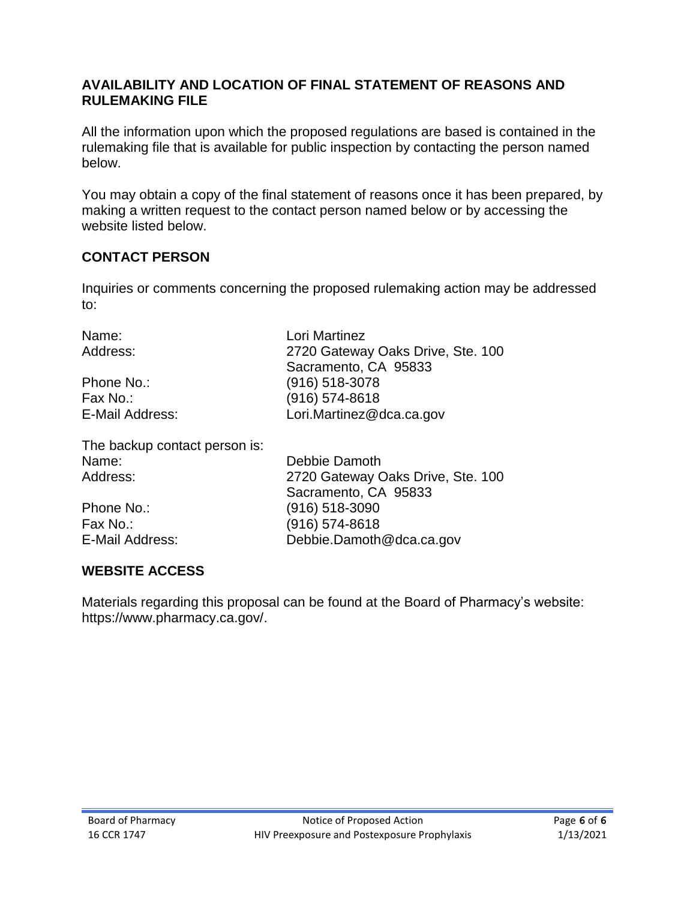## AVAILABILITY AND LOCATION OF FINAL STATEMENT OF REASONS AND RULEMAKING FILE

All the information upon which the proposed regulations are based is contained in the rulemaking file that is available for public inspection by contacting the person named below.

You may obtain a copy of the final statement of reasons once it has been prepared, by making a written request to the contact person named below or by accessing the website listed below.

## CONTACT PERSON

Inquiries or comments concerning the proposed rulemaking action may be addressed to:

| | |
|---|---|
| Name: | Lori Martinez |
| Address: | 2720 Gateway Oaks Drive, Ste. 100<br>Sacramento, CA 95833 |
| Phone No.: | (916) 518-3078 |
| Fax No.: | (916) 574-8618 |
| E-Mail Address: | Lori.Martinez@dca.ca.gov |

The backup contact person is:

| | |
|---|---|
| Name: | Debbie Damoth |
| Address: | 2720 Gateway Oaks Drive, Ste. 100<br>Sacramento, CA 95833 |
| Phone No.: | (916) 518-3090 |
| Fax No.: | (916) 574-8618 |
| E-Mail Address: | Debbie.Damoth@dca.ca.gov |

## WEBSITE ACCESS

Materials regarding this proposal can be found at the Board of Pharmacy's website: https://www.pharmacy.ca.gov/.